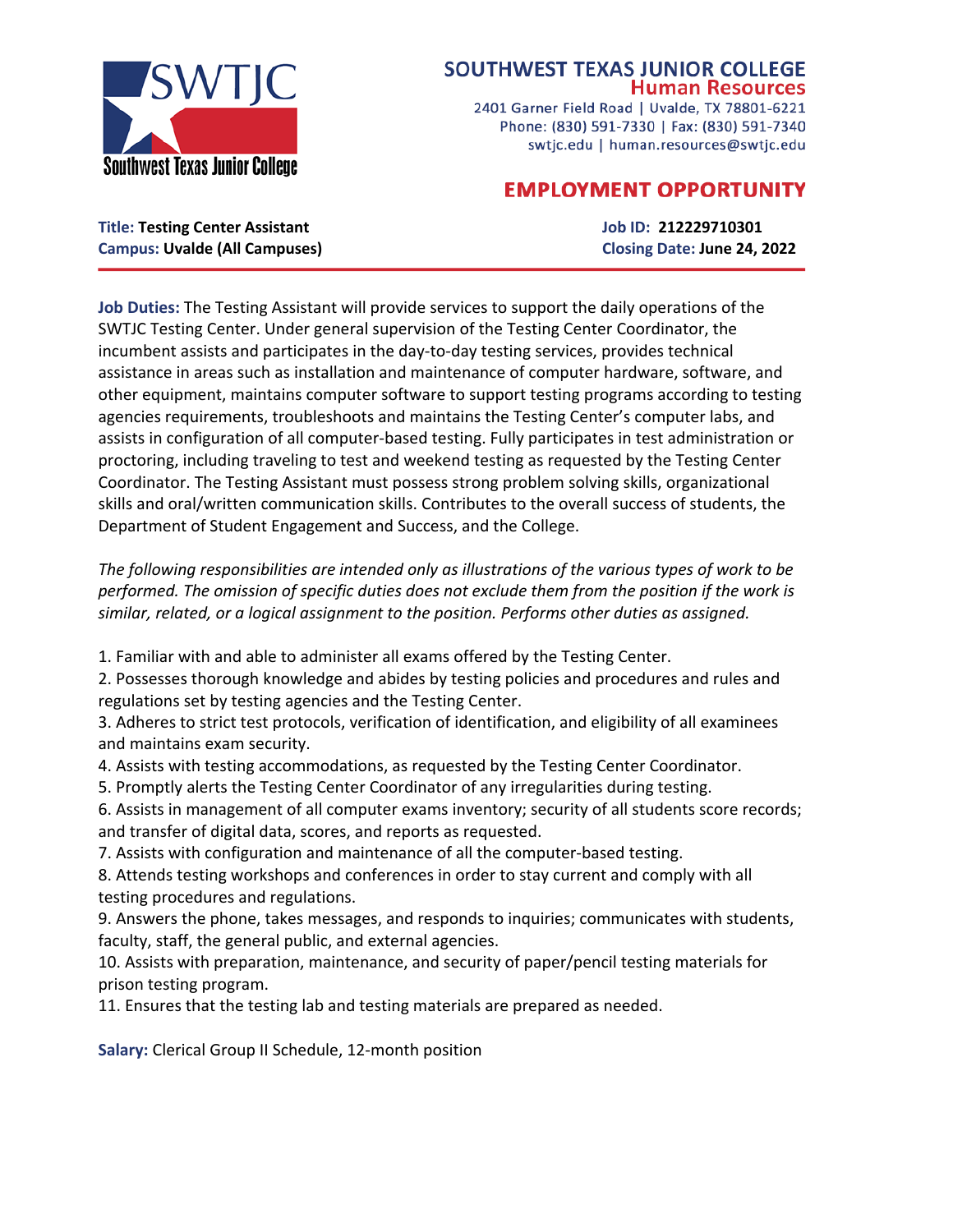# SOUTHWEST TEXAS JUNIOR COLLEGE

## Human Resources

2401 Garner Field Road | Uvalde, TX 78801-6221
Phone: (830) 591-7330 | Fax: (830) 591-7340
swtjc.edu | human.resources@swtjc.edu

## EMPLOYMENT OPPORTUNITY

**Title: Testing Center Assistant**
**Campus: Uvalde (All Campuses)**

**Job ID: 212229710301**
**Closing Date: June 24, 2022**

---

**Job Duties:** The Testing Assistant will provide services to support the daily operations of the SWTJC Testing Center. Under general supervision of the Testing Center Coordinator, the incumbent assists and participates in the day-to-day testing services, provides technical assistance in areas such as installation and maintenance of computer hardware, software, and other equipment, maintains computer software to support testing programs according to testing agencies requirements, troubleshoots and maintains the Testing Center's computer labs, and assists in configuration of all computer-based testing. Fully participates in test administration or proctoring, including traveling to test and weekend testing as requested by the Testing Center Coordinator. The Testing Assistant must possess strong problem solving skills, organizational skills and oral/written communication skills. Contributes to the overall success of students, the Department of Student Engagement and Success, and the College.

*The following responsibilities are intended only as illustrations of the various types of work to be performed. The omission of specific duties does not exclude them from the position if the work is similar, related, or a logical assignment to the position. Performs other duties as assigned.*

1. Familiar with and able to administer all exams offered by the Testing Center.
2. Possesses thorough knowledge and abides by testing policies and procedures and rules and regulations set by testing agencies and the Testing Center.
3. Adheres to strict test protocols, verification of identification, and eligibility of all examinees and maintains exam security.
4. Assists with testing accommodations, as requested by the Testing Center Coordinator.
5. Promptly alerts the Testing Center Coordinator of any irregularities during testing.
6. Assists in management of all computer exams inventory; security of all students score records; and transfer of digital data, scores, and reports as requested.
7. Assists with configuration and maintenance of all the computer-based testing.
8. Attends testing workshops and conferences in order to stay current and comply with all testing procedures and regulations.
9. Answers the phone, takes messages, and responds to inquiries; communicates with students, faculty, staff, the general public, and external agencies.
10. Assists with preparation, maintenance, and security of paper/pencil testing materials for prison testing program.
11. Ensures that the testing lab and testing materials are prepared as needed.

**Salary:** Clerical Group II Schedule, 12-month position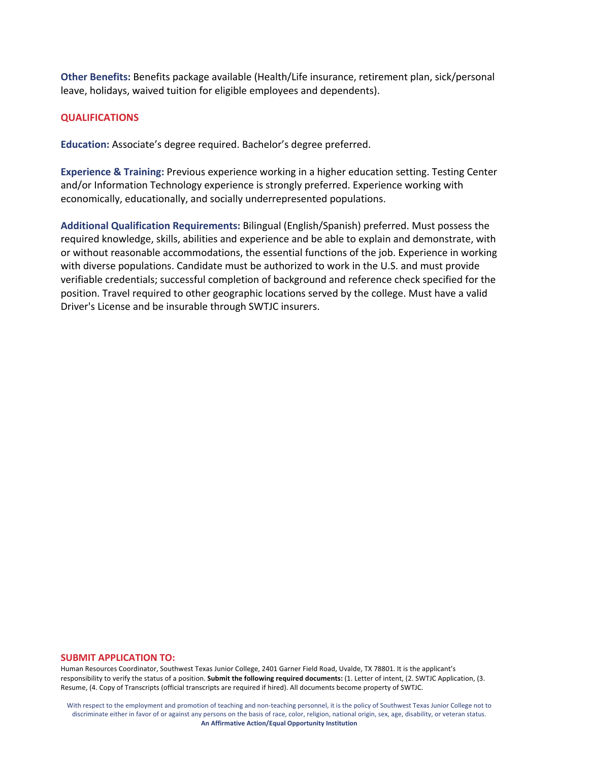**Other Benefits:** Benefits package available (Health/Life insurance, retirement plan, sick/personal leave, holidays, waived tuition for eligible employees and dependents).

## QUALIFICATIONS

**Education:** Associate's degree required. Bachelor's degree preferred.

**Experience & Training:** Previous experience working in a higher education setting. Testing Center and/or Information Technology experience is strongly preferred. Experience working with economically, educationally, and socially underrepresented populations.

**Additional Qualification Requirements:** Bilingual (English/Spanish) preferred. Must possess the required knowledge, skills, abilities and experience and be able to explain and demonstrate, with or without reasonable accommodations, the essential functions of the job. Experience in working with diverse populations. Candidate must be authorized to work in the U.S. and must provide verifiable credentials; successful completion of background and reference check specified for the position. Travel required to other geographic locations served by the college. Must have a valid Driver's License and be insurable through SWTJC insurers.

## SUBMIT APPLICATION TO:

Human Resources Coordinator, Southwest Texas Junior College, 2401 Garner Field Road, Uvalde, TX 78801. It is the applicant's responsibility to verify the status of a position. **Submit the following required documents:** (1. Letter of intent, (2. SWTJC Application, (3. Resume, (4. Copy of Transcripts (official transcripts are required if hired). All documents become property of SWTJC.

With respect to the employment and promotion of teaching and non-teaching personnel, it is the policy of Southwest Texas Junior College not to discriminate either in favor of or against any persons on the basis of race, color, religion, national origin, sex, age, disability, or veteran status.

**An Affirmative Action/Equal Opportunity Institution**